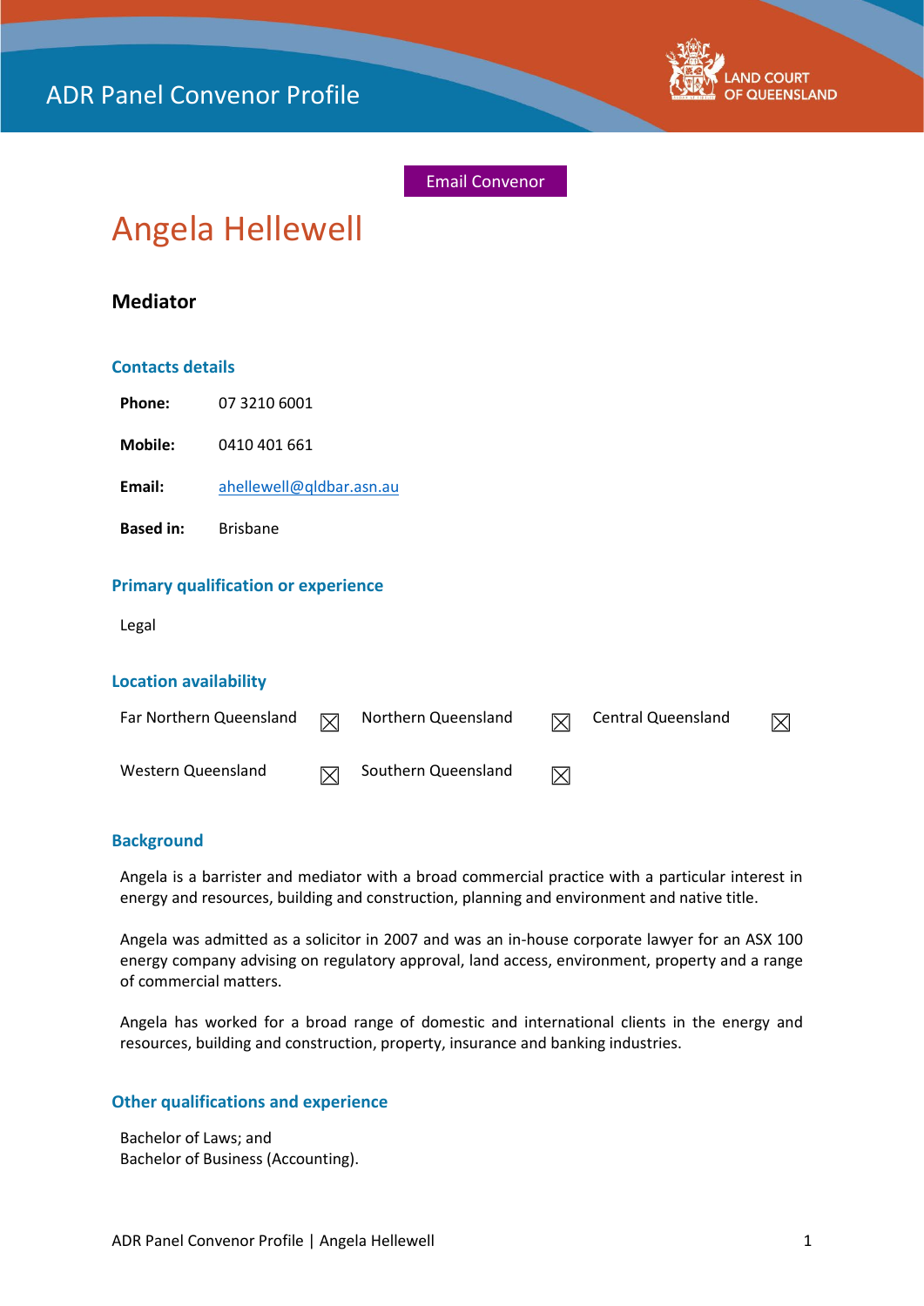ADR Panel Convenor Profile

LAND COURT OF QUEENSLAND

Email Convenor

# Angela Hellewell

### Mediator

## Contacts details

**Phone:** 07 3210 6001

**Mobile:** 0410 401 661

**Email:** ahellewell@qldbar.asn.au

**Based in:** Brisbane

## Primary qualification or experience

Legal

## Location availability

| | | | | | |
|---|---|---|---|---|---|
| Far Northern Queensland | ☒ | Northern Queensland | ☒ | Central Queensland | ☒ |
| Western Queensland | ☒ | Southern Queensland | ☒ | | |

## Background

Angela is a barrister and mediator with a broad commercial practice with a particular interest in energy and resources, building and construction, planning and environment and native title.

Angela was admitted as a solicitor in 2007 and was an in-house corporate lawyer for an ASX 100 energy company advising on regulatory approval, land access, environment, property and a range of commercial matters.

Angela has worked for a broad range of domestic and international clients in the energy and resources, building and construction, property, insurance and banking industries.

## Other qualifications and experience

Bachelor of Laws; and
Bachelor of Business (Accounting).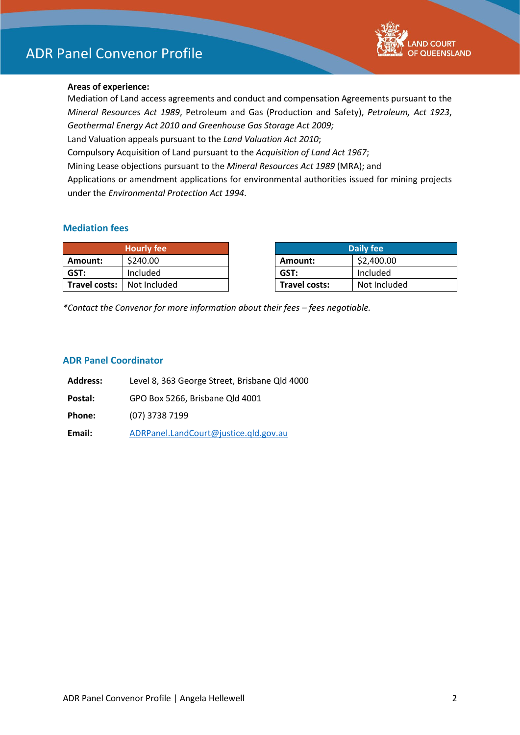**Areas of experience:**

Mediation of Land access agreements and conduct and compensation Agreements pursuant to the *Mineral Resources Act 1989*, Petroleum and Gas (Production and Safety), *Petroleum, Act 1923*, *Geothermal Energy Act 2010 and Greenhouse Gas Storage Act 2009;*

Land Valuation appeals pursuant to the *Land Valuation Act 2010*;

Compulsory Acquisition of Land pursuant to the *Acquisition of Land Act 1967*;

Mining Lease objections pursuant to the *Mineral Resources Act 1989* (MRA); and

Applications or amendment applications for environmental authorities issued for mining projects under the *Environmental Protection Act 1994*.

## Mediation fees

| Hourly fee | |
|---|---|
| **Amount:** | $240.00 |
| **GST:** | Included |
| **Travel costs:** | Not Included |

| Daily fee | |
|---|---|
| **Amount:** | $2,400.00 |
| **GST:** | Included |
| **Travel costs:** | Not Included |

*\*Contact the Convenor for more information about their fees – fees negotiable.*

## ADR Panel Coordinator

**Address:** Level 8, 363 George Street, Brisbane Qld 4000

**Postal:** GPO Box 5266, Brisbane Qld 4001

**Phone:** (07) 3738 7199

**Email:** ADRPanel.LandCourt@justice.qld.gov.au